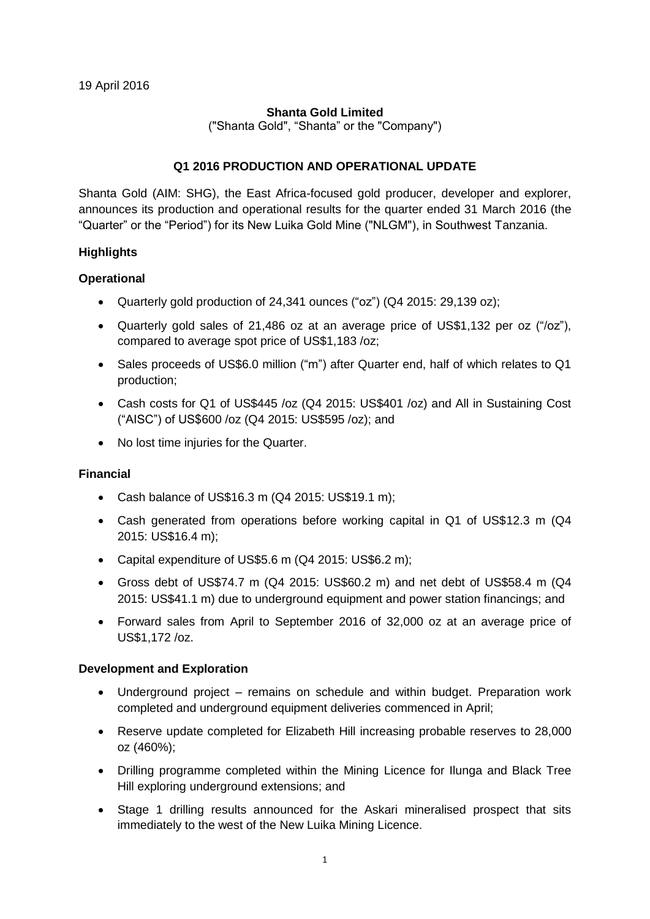19 April 2016

**Shanta Gold Limited**

("Shanta Gold", "Shanta" or the "Company")

**Q1 2016 PRODUCTION AND OPERATIONAL UPDATE**

Shanta Gold (AIM: SHG), the East Africa-focused gold producer, developer and explorer, announces its production and operational results for the quarter ended 31 March 2016 (the "Quarter" or the "Period") for its New Luika Gold Mine ("NLGM"), in Southwest Tanzania.

**Highlights**

**Operational**

- Quarterly gold production of 24,341 ounces ("oz") (Q4 2015: 29,139 oz);
- Quarterly gold sales of 21,486 oz at an average price of US$1,132 per oz ("/oz"), compared to average spot price of US$1,183 /oz;
- Sales proceeds of US$6.0 million ("m") after Quarter end, half of which relates to Q1 production;
- Cash costs for Q1 of US$445 /oz (Q4 2015: US$401 /oz) and All in Sustaining Cost ("AISC") of US$600 /oz (Q4 2015: US$595 /oz); and
- No lost time injuries for the Quarter.

**Financial**

- Cash balance of US$16.3 m (Q4 2015: US$19.1 m);
- Cash generated from operations before working capital in Q1 of US$12.3 m (Q4 2015: US$16.4 m);
- Capital expenditure of US$5.6 m (Q4 2015: US$6.2 m);
- Gross debt of US$74.7 m (Q4 2015: US$60.2 m) and net debt of US$58.4 m (Q4 2015: US$41.1 m) due to underground equipment and power station financings; and
- Forward sales from April to September 2016 of 32,000 oz at an average price of US$1,172 /oz.

**Development and Exploration**

- Underground project – remains on schedule and within budget. Preparation work completed and underground equipment deliveries commenced in April;
- Reserve update completed for Elizabeth Hill increasing probable reserves to 28,000 oz (460%);
- Drilling programme completed within the Mining Licence for Ilunga and Black Tree Hill exploring underground extensions; and
- Stage 1 drilling results announced for the Askari mineralised prospect that sits immediately to the west of the New Luika Mining Licence.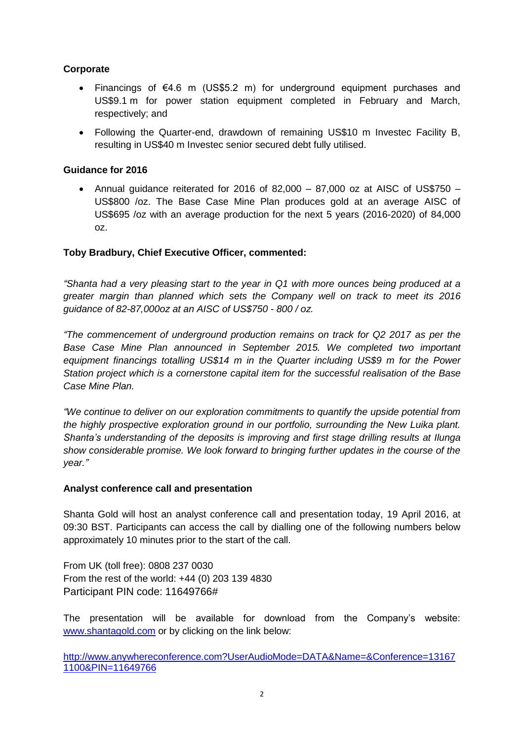**Corporate**

- Financings of €4.6 m (US$5.2 m) for underground equipment purchases and US$9.1 m for power station equipment completed in February and March, respectively; and
- Following the Quarter-end, drawdown of remaining US$10 m Investec Facility B, resulting in US$40 m Investec senior secured debt fully utilised.

**Guidance for 2016**

- Annual guidance reiterated for 2016 of 82,000 – 87,000 oz at AISC of US$750 – US$800 /oz. The Base Case Mine Plan produces gold at an average AISC of US$695 /oz with an average production for the next 5 years (2016-2020) of 84,000 oz.

**Toby Bradbury, Chief Executive Officer, commented:**

*"Shanta had a very pleasing start to the year in Q1 with more ounces being produced at a greater margin than planned which sets the Company well on track to meet its 2016 guidance of 82-87,000oz at an AISC of US$750 - 800 / oz.*

*"The commencement of underground production remains on track for Q2 2017 as per the Base Case Mine Plan announced in September 2015. We completed two important equipment financings totalling US$14 m in the Quarter including US$9 m for the Power Station project which is a cornerstone capital item for the successful realisation of the Base Case Mine Plan.*

*"We continue to deliver on our exploration commitments to quantify the upside potential from the highly prospective exploration ground in our portfolio, surrounding the New Luika plant. Shanta's understanding of the deposits is improving and first stage drilling results at Ilunga show considerable promise. We look forward to bringing further updates in the course of the year."*

**Analyst conference call and presentation**

Shanta Gold will host an analyst conference call and presentation today, 19 April 2016, at 09:30 BST. Participants can access the call by dialling one of the following numbers below approximately 10 minutes prior to the start of the call.

From UK (toll free): 0808 237 0030
From the rest of the world: +44 (0) 203 139 4830
Participant PIN code: 11649766#

The presentation will be available for download from the Company's website: [www.shantagold.com](http://www.shantagold.com) or by clicking on the link below:

[http://www.anywhereconference.com?UserAudioMode=DATA&Name=&Conference=131671100&PIN=11649766](http://www.anywhereconference.com?UserAudioMode=DATA&Name=&Conference=131671100&PIN=11649766)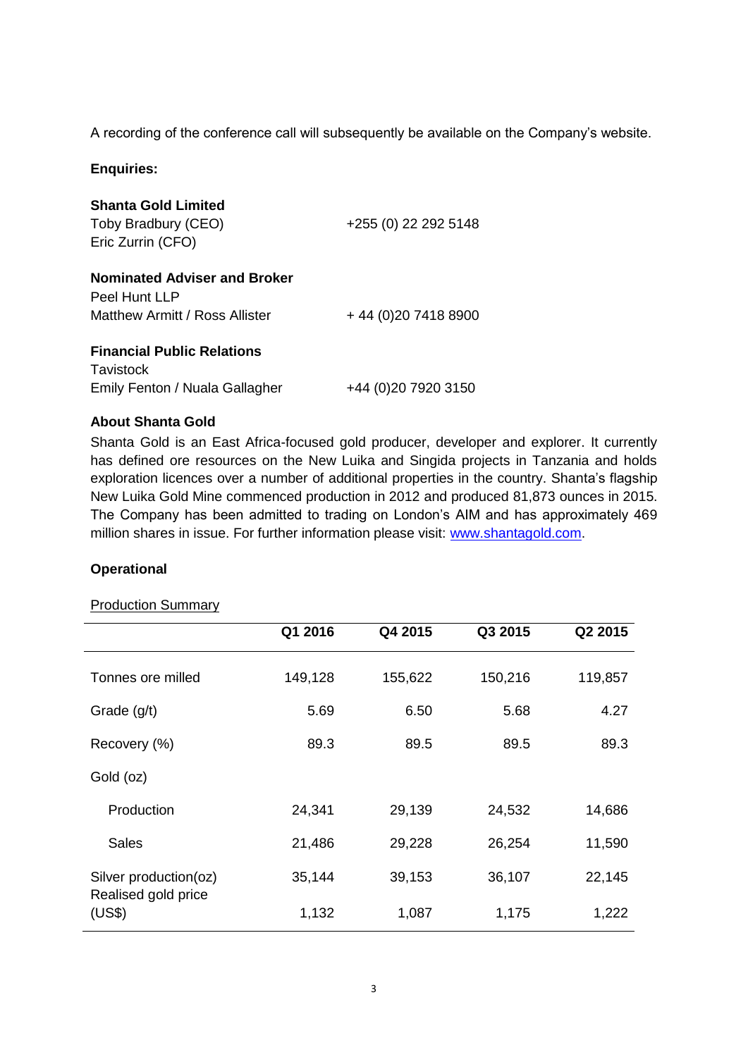A recording of the conference call will subsequently be available on the Company's website.

**Enquiries:**

**Shanta Gold Limited**
Toby Bradbury (CEO) +255 (0) 22 292 5148
Eric Zurrin (CFO)

**Nominated Adviser and Broker**
Peel Hunt LLP
Matthew Armitt / Ross Allister + 44 (0)20 7418 8900

**Financial Public Relations**
Tavistock
Emily Fenton / Nuala Gallagher +44 (0)20 7920 3150

**About Shanta Gold**

Shanta Gold is an East Africa-focused gold producer, developer and explorer. It currently has defined ore resources on the New Luika and Singida projects in Tanzania and holds exploration licences over a number of additional properties in the country. Shanta's flagship New Luika Gold Mine commenced production in 2012 and produced 81,873 ounces in 2015. The Company has been admitted to trading on London's AIM and has approximately 469 million shares in issue. For further information please visit: [www.shantagold.com](http://www.shantagold.com).

**Operational**

Production Summary

| | Q1 2016 | Q4 2015 | Q3 2015 | Q2 2015 |
|---|---|---|---|---|
| Tonnes ore milled | 149,128 | 155,622 | 150,216 | 119,857 |
| Grade (g/t) | 5.69 | 6.50 | 5.68 | 4.27 |
| Recovery (%) | 89.3 | 89.5 | 89.5 | 89.3 |
| Gold (oz) | | | | |
| Production | 24,341 | 29,139 | 24,532 | 14,686 |
| Sales | 21,486 | 29,228 | 26,254 | 11,590 |
| Silver production(oz) | 35,144 | 39,153 | 36,107 | 22,145 |
| Realised gold price (US$) | 1,132 | 1,087 | 1,175 | 1,222 |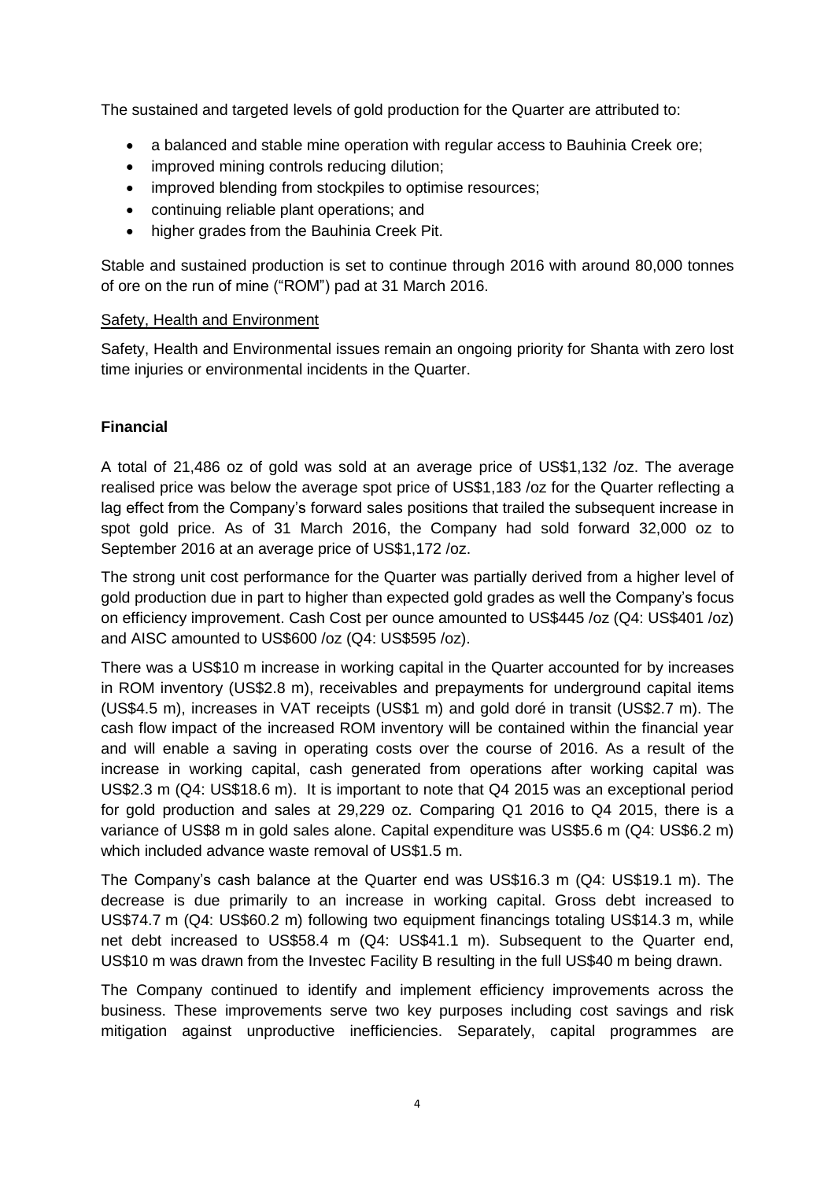The sustained and targeted levels of gold production for the Quarter are attributed to:

- a balanced and stable mine operation with regular access to Bauhinia Creek ore;
- improved mining controls reducing dilution;
- improved blending from stockpiles to optimise resources;
- continuing reliable plant operations; and
- higher grades from the Bauhinia Creek Pit.

Stable and sustained production is set to continue through 2016 with around 80,000 tonnes of ore on the run of mine ("ROM") pad at 31 March 2016.

Safety, Health and Environment

Safety, Health and Environmental issues remain an ongoing priority for Shanta with zero lost time injuries or environmental incidents in the Quarter.

**Financial**

A total of 21,486 oz of gold was sold at an average price of US$1,132 /oz. The average realised price was below the average spot price of US$1,183 /oz for the Quarter reflecting a lag effect from the Company's forward sales positions that trailed the subsequent increase in spot gold price. As of 31 March 2016, the Company had sold forward 32,000 oz to September 2016 at an average price of US$1,172 /oz.

The strong unit cost performance for the Quarter was partially derived from a higher level of gold production due in part to higher than expected gold grades as well the Company's focus on efficiency improvement. Cash Cost per ounce amounted to US$445 /oz (Q4: US$401 /oz) and AISC amounted to US$600 /oz (Q4: US$595 /oz).

There was a US$10 m increase in working capital in the Quarter accounted for by increases in ROM inventory (US$2.8 m), receivables and prepayments for underground capital items (US$4.5 m), increases in VAT receipts (US$1 m) and gold doré in transit (US$2.7 m). The cash flow impact of the increased ROM inventory will be contained within the financial year and will enable a saving in operating costs over the course of 2016. As a result of the increase in working capital, cash generated from operations after working capital was US$2.3 m (Q4: US$18.6 m). It is important to note that Q4 2015 was an exceptional period for gold production and sales at 29,229 oz. Comparing Q1 2016 to Q4 2015, there is a variance of US$8 m in gold sales alone. Capital expenditure was US$5.6 m (Q4: US$6.2 m) which included advance waste removal of US$1.5 m.

The Company's cash balance at the Quarter end was US$16.3 m (Q4: US$19.1 m). The decrease is due primarily to an increase in working capital. Gross debt increased to US$74.7 m (Q4: US$60.2 m) following two equipment financings totaling US$14.3 m, while net debt increased to US$58.4 m (Q4: US$41.1 m). Subsequent to the Quarter end, US$10 m was drawn from the Investec Facility B resulting in the full US$40 m being drawn.

The Company continued to identify and implement efficiency improvements across the business. These improvements serve two key purposes including cost savings and risk mitigation against unproductive inefficiencies. Separately, capital programmes are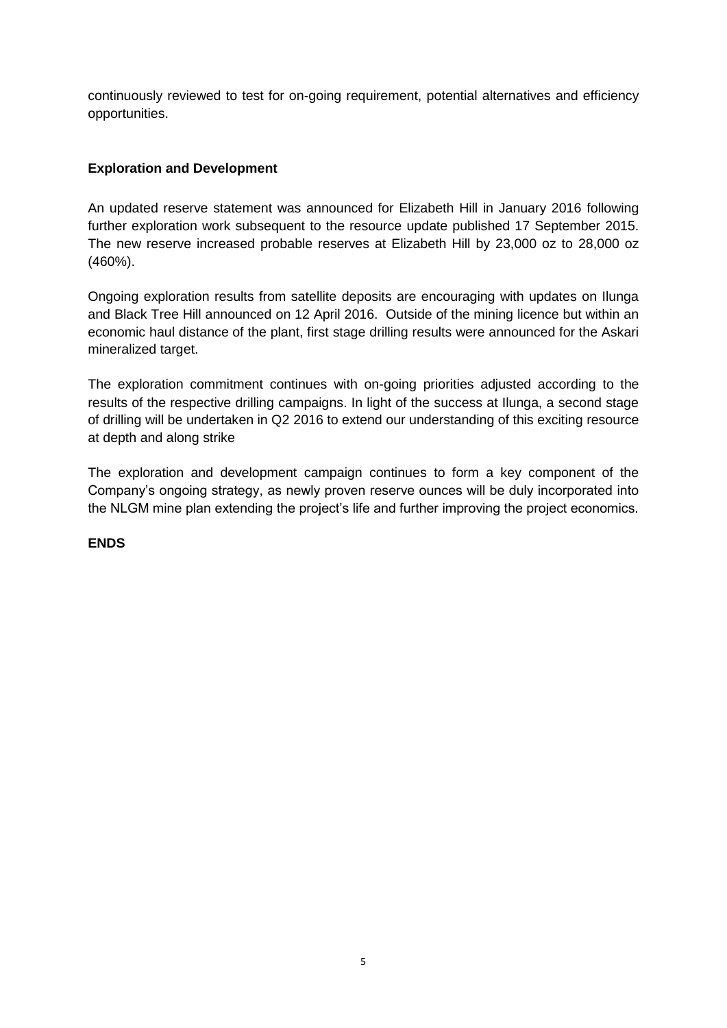continuously reviewed to test for on-going requirement, potential alternatives and efficiency opportunities.

**Exploration and Development**

An updated reserve statement was announced for Elizabeth Hill in January 2016 following further exploration work subsequent to the resource update published 17 September 2015. The new reserve increased probable reserves at Elizabeth Hill by 23,000 oz to 28,000 oz (460%).

Ongoing exploration results from satellite deposits are encouraging with updates on Ilunga and Black Tree Hill announced on 12 April 2016. Outside of the mining licence but within an economic haul distance of the plant, first stage drilling results were announced for the Askari mineralized target.

The exploration commitment continues with on-going priorities adjusted according to the results of the respective drilling campaigns. In light of the success at Ilunga, a second stage of drilling will be undertaken in Q2 2016 to extend our understanding of this exciting resource at depth and along strike

The exploration and development campaign continues to form a key component of the Company's ongoing strategy, as newly proven reserve ounces will be duly incorporated into the NLGM mine plan extending the project's life and further improving the project economics.

**ENDS**